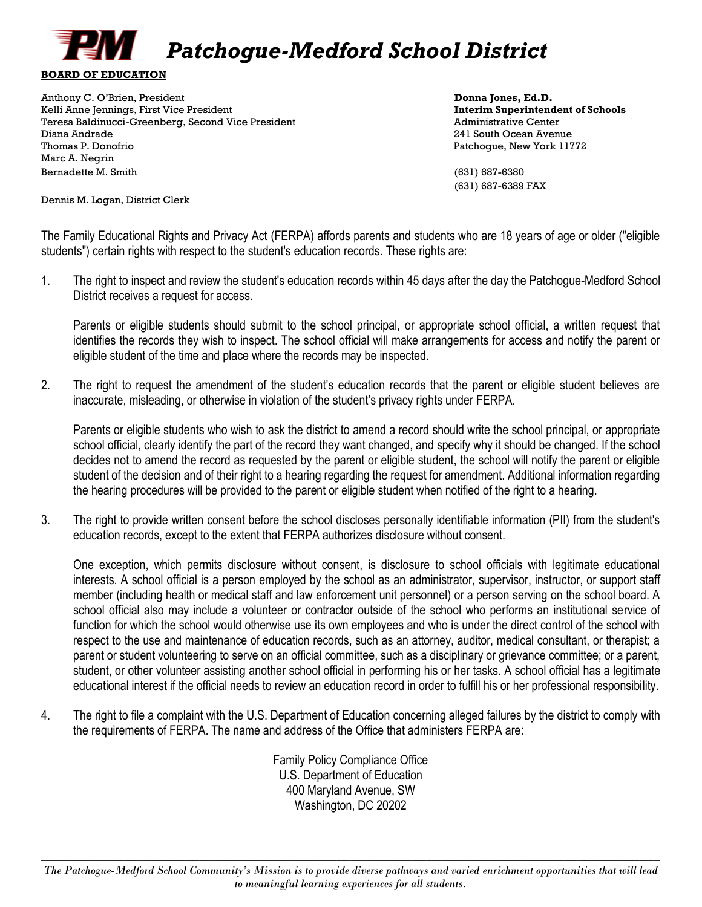# Patchogue-Medford School District

**BOARD OF EDUCATION**

Anthony C. O'Brien, President
Kelli Anne Jennings, First Vice President
Teresa Baldinucci-Greenberg, Second Vice President
Diana Andrade
Thomas P. Donofrio
Marc A. Negrin
Bernadette M. Smith

Dennis M. Logan, District Clerk

**Donna Jones, Ed.D.**
**Interim Superintendent of Schools**
Administrative Center
241 South Ocean Avenue
Patchogue, New York 11772

(631) 687-6380
(631) 687-6389 FAX

---

The Family Educational Rights and Privacy Act (FERPA) affords parents and students who are 18 years of age or older ("eligible students") certain rights with respect to the student's education records. These rights are:

1. The right to inspect and review the student's education records within 45 days after the day the Patchogue-Medford School District receives a request for access.

   Parents or eligible students should submit to the school principal, or appropriate school official, a written request that identifies the records they wish to inspect. The school official will make arrangements for access and notify the parent or eligible student of the time and place where the records may be inspected.

2. The right to request the amendment of the student's education records that the parent or eligible student believes are inaccurate, misleading, or otherwise in violation of the student's privacy rights under FERPA.

   Parents or eligible students who wish to ask the district to amend a record should write the school principal, or appropriate school official, clearly identify the part of the record they want changed, and specify why it should be changed. If the school decides not to amend the record as requested by the parent or eligible student, the school will notify the parent or eligible student of the decision and of their right to a hearing regarding the request for amendment. Additional information regarding the hearing procedures will be provided to the parent or eligible student when notified of the right to a hearing.

3. The right to provide written consent before the school discloses personally identifiable information (PII) from the student's education records, except to the extent that FERPA authorizes disclosure without consent.

   One exception, which permits disclosure without consent, is disclosure to school officials with legitimate educational interests. A school official is a person employed by the school as an administrator, supervisor, instructor, or support staff member (including health or medical staff and law enforcement unit personnel) or a person serving on the school board. A school official also may include a volunteer or contractor outside of the school who performs an institutional service of function for which the school would otherwise use its own employees and who is under the direct control of the school with respect to the use and maintenance of education records, such as an attorney, auditor, medical consultant, or therapist; a parent or student volunteering to serve on an official committee, such as a disciplinary or grievance committee; or a parent, student, or other volunteer assisting another school official in performing his or her tasks. A school official has a legitimate educational interest if the official needs to review an education record in order to fulfill his or her professional responsibility.

4. The right to file a complaint with the U.S. Department of Education concerning alleged failures by the district to comply with the requirements of FERPA. The name and address of the Office that administers FERPA are:

   Family Policy Compliance Office
   U.S. Department of Education
   400 Maryland Avenue, SW
   Washington, DC 20202

---

*The Patchogue-Medford School Community's Mission is to provide diverse pathways and varied enrichment opportunities that will lead to meaningful learning experiences for all students.*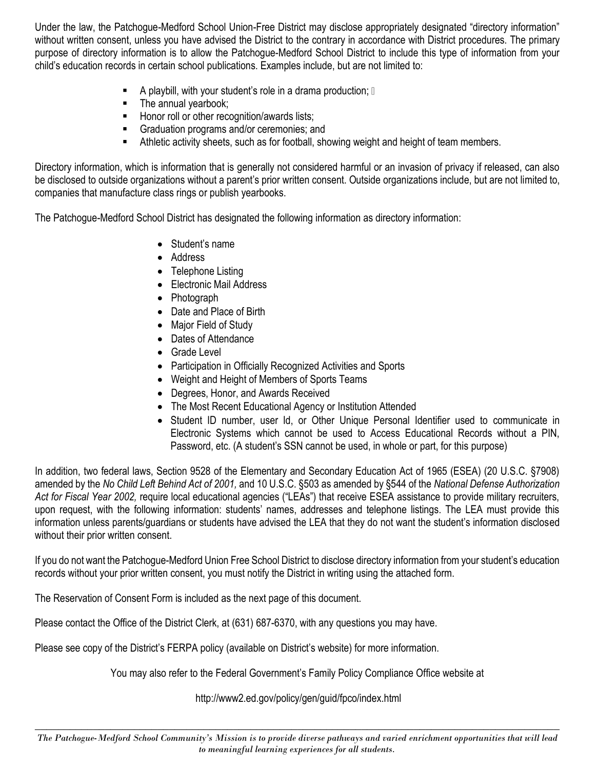Under the law, the Patchogue-Medford School Union-Free District may disclose appropriately designated "directory information" without written consent, unless you have advised the District to the contrary in accordance with District procedures. The primary purpose of directory information is to allow the Patchogue-Medford School District to include this type of information from your child's education records in certain school publications. Examples include, but are not limited to:

- A playbill, with your student's role in a drama production;
- The annual yearbook;
- Honor roll or other recognition/awards lists;
- Graduation programs and/or ceremonies; and
- Athletic activity sheets, such as for football, showing weight and height of team members.

Directory information, which is information that is generally not considered harmful or an invasion of privacy if released, can also be disclosed to outside organizations without a parent's prior written consent. Outside organizations include, but are not limited to, companies that manufacture class rings or publish yearbooks.

The Patchogue-Medford School District has designated the following information as directory information:

- Student's name
- Address
- Telephone Listing
- Electronic Mail Address
- Photograph
- Date and Place of Birth
- Major Field of Study
- Dates of Attendance
- Grade Level
- Participation in Officially Recognized Activities and Sports
- Weight and Height of Members of Sports Teams
- Degrees, Honor, and Awards Received
- The Most Recent Educational Agency or Institution Attended
- Student ID number, user Id, or Other Unique Personal Identifier used to communicate in Electronic Systems which cannot be used to Access Educational Records without a PIN, Password, etc. (A student's SSN cannot be used, in whole or part, for this purpose)

In addition, two federal laws, Section 9528 of the Elementary and Secondary Education Act of 1965 (ESEA) (20 U.S.C. §7908) amended by the *No Child Left Behind Act of 2001,* and 10 U.S.C. §503 as amended by §544 of the *National Defense Authorization Act for Fiscal Year 2002,* require local educational agencies ("LEAs") that receive ESEA assistance to provide military recruiters, upon request, with the following information: students' names, addresses and telephone listings. The LEA must provide this information unless parents/guardians or students have advised the LEA that they do not want the student's information disclosed without their prior written consent.

If you do not want the Patchogue-Medford Union Free School District to disclose directory information from your student's education records without your prior written consent, you must notify the District in writing using the attached form.

The Reservation of Consent Form is included as the next page of this document.

Please contact the Office of the District Clerk, at (631) 687-6370, with any questions you may have.

Please see copy of the District's FERPA policy (available on District's website) for more information.

You may also refer to the Federal Government's Family Policy Compliance Office website at

http://www2.ed.gov/policy/gen/guid/fpco/index.html

*The Patchogue-Medford School Community's Mission is to provide diverse pathways and varied enrichment opportunities that will lead to meaningful learning experiences for all students.*